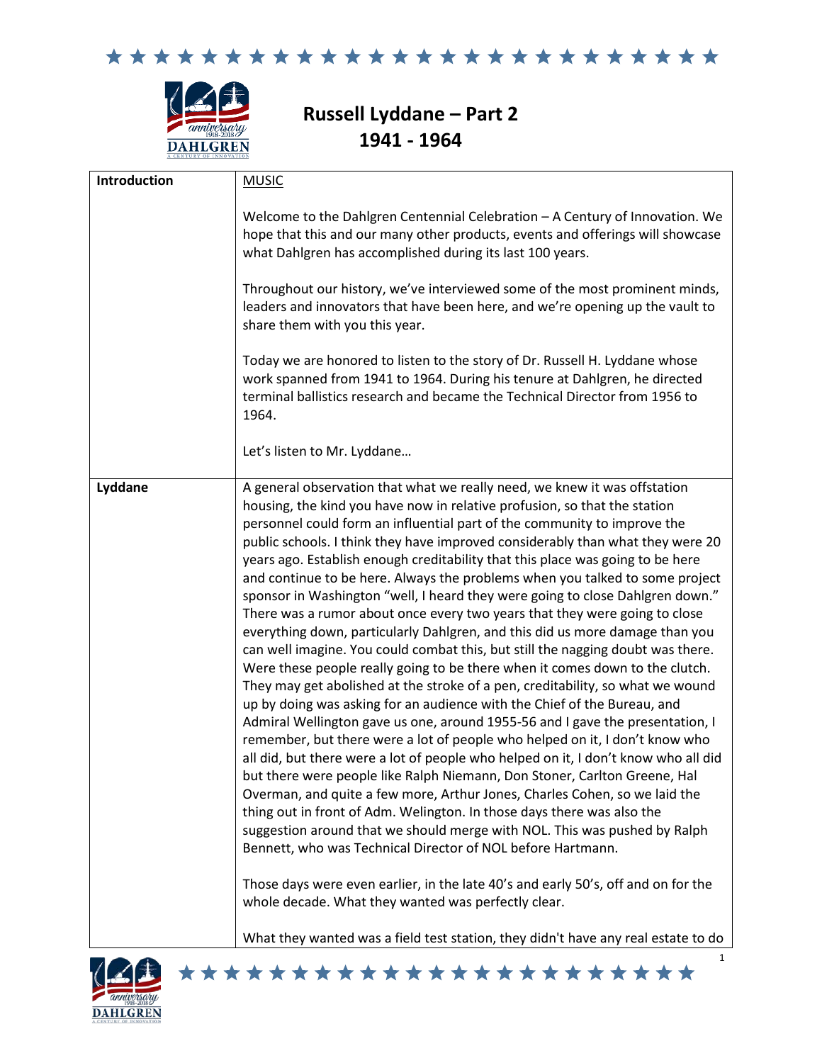# Russell Lyddane – Part 2
## 1941 - 1964

| | |
|---|---|
| **Introduction** | MUSIC<br><br>Welcome to the Dahlgren Centennial Celebration – A Century of Innovation. We hope that this and our many other products, events and offerings will showcase what Dahlgren has accomplished during its last 100 years.<br><br>Throughout our history, we've interviewed some of the most prominent minds, leaders and innovators that have been here, and we're opening up the vault to share them with you this year.<br><br>Today we are honored to listen to the story of Dr. Russell H. Lyddane whose work spanned from 1941 to 1964. During his tenure at Dahlgren, he directed terminal ballistics research and became the Technical Director from 1956 to 1964.<br><br>Let's listen to Mr. Lyddane… |
| **Lyddane** | A general observation that what we really need, we knew it was offstation housing, the kind you have now in relative profusion, so that the station personnel could form an influential part of the community to improve the public schools. I think they have improved considerably than what they were 20 years ago. Establish enough creditability that this place was going to be here and continue to be here. Always the problems when you talked to some project sponsor in Washington "well, I heard they were going to close Dahlgren down." There was a rumor about once every two years that they were going to close everything down, particularly Dahlgren, and this did us more damage than you can well imagine. You could combat this, but still the nagging doubt was there. Were these people really going to be there when it comes down to the clutch. They may get abolished at the stroke of a pen, creditability, so what we wound up by doing was asking for an audience with the Chief of the Bureau, and Admiral Wellington gave us one, around 1955-56 and I gave the presentation, I remember, but there were a lot of people who helped on it, I don't know who all did, but there were a lot of people who helped on it, I don't know who all did but there were people like Ralph Niemann, Don Stoner, Carlton Greene, Hal Overman, and quite a few more, Arthur Jones, Charles Cohen, so we laid the thing out in front of Adm. Welington. In those days there was also the suggestion around that we should merge with NOL. This was pushed by Ralph Bennett, who was Technical Director of NOL before Hartmann.<br><br>Those days were even earlier, in the late 40's and early 50's, off and on for the whole decade. What they wanted was perfectly clear.<br><br>What they wanted was a field test station, they didn't have any real estate to do |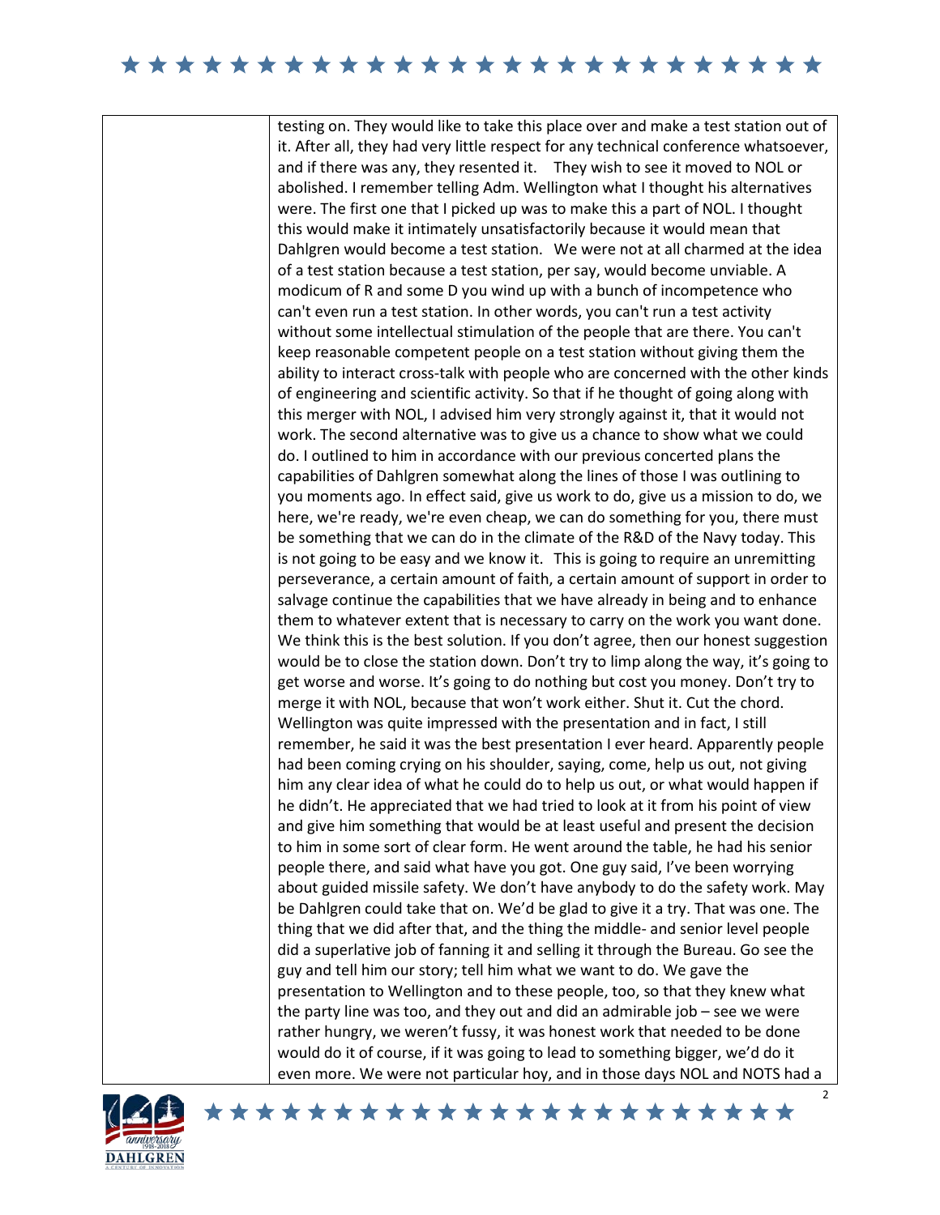testing on. They would like to take this place over and make a test station out of it. After all, they had very little respect for any technical conference whatsoever, and if there was any, they resented it. They wish to see it moved to NOL or abolished. I remember telling Adm. Wellington what I thought his alternatives were. The first one that I picked up was to make this a part of NOL. I thought this would make it intimately unsatisfactorily because it would mean that Dahlgren would become a test station. We were not at all charmed at the idea of a test station because a test station, per say, would become unviable. A modicum of R and some D you wind up with a bunch of incompetence who can't even run a test station. In other words, you can't run a test activity without some intellectual stimulation of the people that are there. You can't keep reasonable competent people on a test station without giving them the ability to interact cross-talk with people who are concerned with the other kinds of engineering and scientific activity. So that if he thought of going along with this merger with NOL, I advised him very strongly against it, that it would not work. The second alternative was to give us a chance to show what we could do. I outlined to him in accordance with our previous concerted plans the capabilities of Dahlgren somewhat along the lines of those I was outlining to you moments ago. In effect said, give us work to do, give us a mission to do, we here, we're ready, we're even cheap, we can do something for you, there must be something that we can do in the climate of the R&D of the Navy today. This is not going to be easy and we know it. This is going to require an unremitting perseverance, a certain amount of faith, a certain amount of support in order to salvage continue the capabilities that we have already in being and to enhance them to whatever extent that is necessary to carry on the work you want done. We think this is the best solution. If you don't agree, then our honest suggestion would be to close the station down. Don't try to limp along the way, it's going to get worse and worse. It's going to do nothing but cost you money. Don't try to merge it with NOL, because that won't work either. Shut it. Cut the chord. Wellington was quite impressed with the presentation and in fact, I still remember, he said it was the best presentation I ever heard. Apparently people had been coming crying on his shoulder, saying, come, help us out, not giving him any clear idea of what he could do to help us out, or what would happen if he didn't. He appreciated that we had tried to look at it from his point of view and give him something that would be at least useful and present the decision to him in some sort of clear form. He went around the table, he had his senior people there, and said what have you got. One guy said, I've been worrying about guided missile safety. We don't have anybody to do the safety work. May be Dahlgren could take that on. We'd be glad to give it a try. That was one. The thing that we did after that, and the thing the middle- and senior level people did a superlative job of fanning it and selling it through the Bureau. Go see the guy and tell him our story; tell him what we want to do. We gave the presentation to Wellington and to these people, too, so that they knew what the party line was too, and they out and did an admirable job – see we were rather hungry, we weren't fussy, it was honest work that needed to be done would do it of course, if it was going to lead to something bigger, we'd do it even more. We were not particular hoy, and in those days NOL and NOTS had a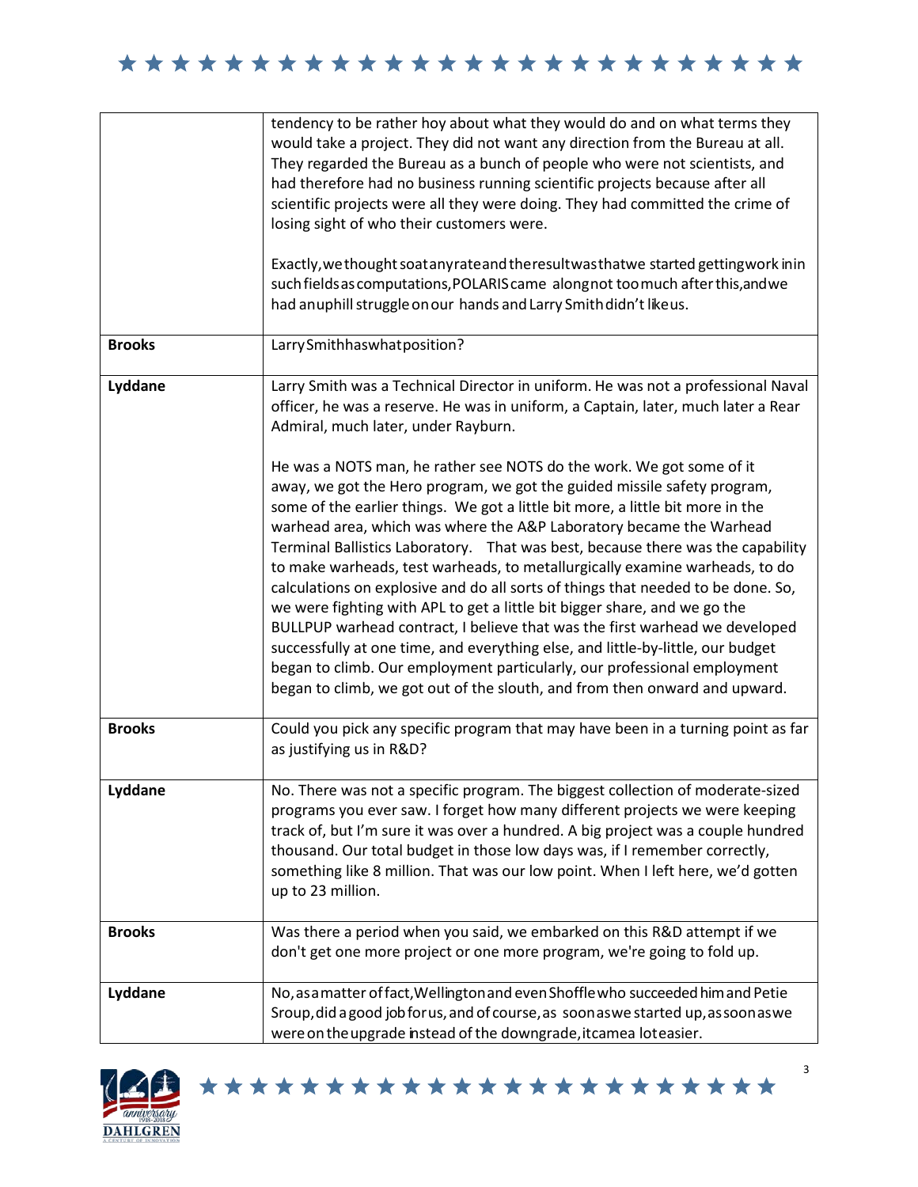| | |
|---|---|
| | tendency to be rather hoy about what they would do and on what terms they would take a project. They did not want any direction from the Bureau at all. They regarded the Bureau as a bunch of people who were not scientists, and had therefore had no business running scientific projects because after all scientific projects were all they were doing. They had committed the crime of losing sight of who their customers were.<br><br>Exactly, we thought so at any rate and the result was that we started getting work in in such fields as computations, POLARIS came along not too much after this, and we had an uphill struggle on our hands and Larry Smith didn't like us. |
| **Brooks** | Larry Smith has what position? |
| **Lyddane** | Larry Smith was a Technical Director in uniform. He was not a professional Naval officer, he was a reserve. He was in uniform, a Captain, later, much later a Rear Admiral, much later, under Rayburn.<br><br>He was a NOTS man, he rather see NOTS do the work. We got some of it away, we got the Hero program, we got the guided missile safety program, some of the earlier things. We got a little bit more, a little bit more in the warhead area, which was where the A&P Laboratory became the Warhead Terminal Ballistics Laboratory. That was best, because there was the capability to make warheads, test warheads, to metallurgically examine warheads, to do calculations on explosive and do all sorts of things that needed to be done. So, we were fighting with APL to get a little bit bigger share, and we go the BULLPUP warhead contract, I believe that was the first warhead we developed successfully at one time, and everything else, and little-by-little, our budget began to climb. Our employment particularly, our professional employment began to climb, we got out of the slouth, and from then onward and upward. |
| **Brooks** | Could you pick any specific program that may have been in a turning point as far as justifying us in R&D? |
| **Lyddane** | No. There was not a specific program. The biggest collection of moderate-sized programs you ever saw. I forget how many different projects we were keeping track of, but I'm sure it was over a hundred. A big project was a couple hundred thousand. Our total budget in those low days was, if I remember correctly, something like 8 million. That was our low point. When I left here, we'd gotten up to 23 million. |
| **Brooks** | Was there a period when you said, we embarked on this R&D attempt if we don't get one more project or one more program, we're going to fold up. |
| **Lyddane** | No, as a matter of fact, Wellington and even Shoffle who succeeded him and Petie Sroup, did a good job for us, and of course, as soon as we started up, as soon as we were on the upgrade instead of the downgrade, it came a lot easier. |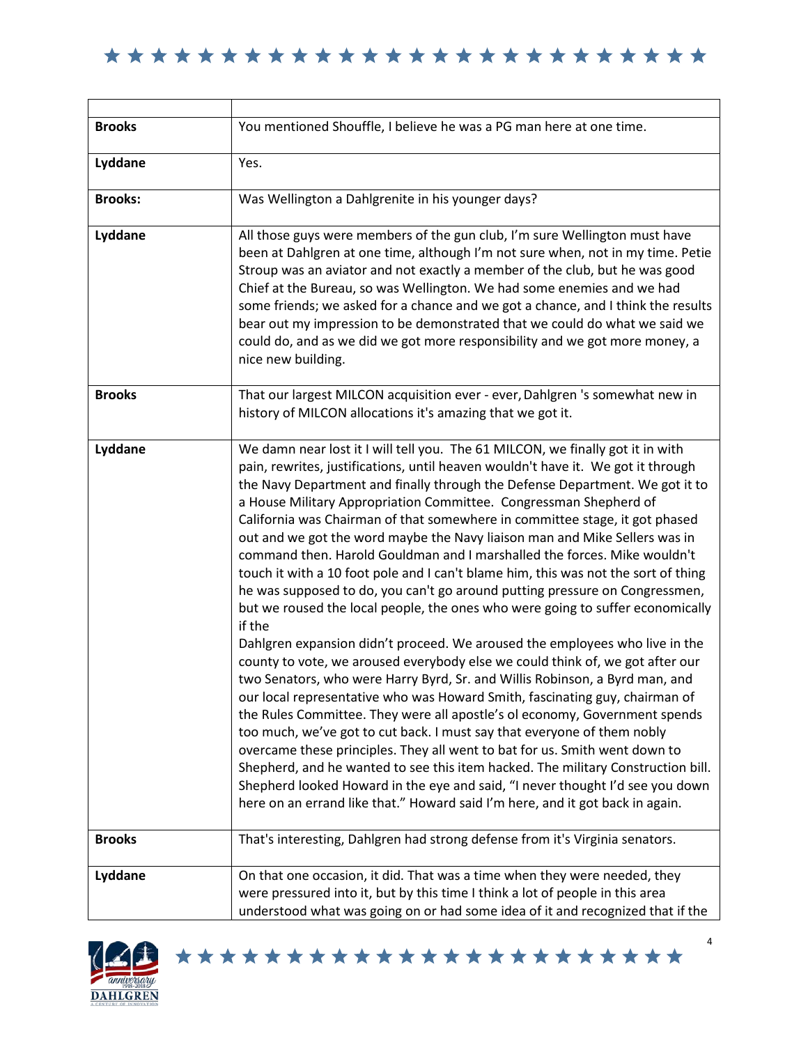| | |
|---|---|
| **Brooks** | You mentioned Shouffle, I believe he was a PG man here at one time. |
| **Lyddane** | Yes. |
| **Brooks:** | Was Wellington a Dahlgrenite in his younger days? |
| **Lyddane** | All those guys were members of the gun club, I'm sure Wellington must have been at Dahlgren at one time, although I'm not sure when, not in my time. Petie Stroup was an aviator and not exactly a member of the club, but he was good Chief at the Bureau, so was Wellington. We had some enemies and we had some friends; we asked for a chance and we got a chance, and I think the results bear out my impression to be demonstrated that we could do what we said we could do, and as we did we got more responsibility and we got more money, a nice new building. |
| **Brooks** | That our largest MILCON acquisition ever - ever, Dahlgren 's somewhat new in history of MILCON allocations it's amazing that we got it. |
| **Lyddane** | We damn near lost it I will tell you. The 61 MILCON, we finally got it in with pain, rewrites, justifications, until heaven wouldn't have it. We got it through the Navy Department and finally through the Defense Department. We got it to a House Military Appropriation Committee. Congressman Shepherd of California was Chairman of that somewhere in committee stage, it got phased out and we got the word maybe the Navy liaison man and Mike Sellers was in command then. Harold Gouldman and I marshalled the forces. Mike wouldn't touch it with a 10 foot pole and I can't blame him, this was not the sort of thing he was supposed to do, you can't go around putting pressure on Congressmen, but we roused the local people, the ones who were going to suffer economically if the Dahlgren expansion didn't proceed. We aroused the employees who live in the county to vote, we aroused everybody else we could think of, we got after our two Senators, who were Harry Byrd, Sr. and Willis Robinson, a Byrd man, and our local representative who was Howard Smith, fascinating guy, chairman of the Rules Committee. They were all apostle's ol economy, Government spends too much, we've got to cut back. I must say that everyone of them nobly overcame these principles. They all went to bat for us. Smith went down to Shepherd, and he wanted to see this item hacked. The military Construction bill. Shepherd looked Howard in the eye and said, "I never thought I'd see you down here on an errand like that." Howard said I'm here, and it got back in again. |
| **Brooks** | That's interesting, Dahlgren had strong defense from it's Virginia senators. |
| **Lyddane** | On that one occasion, it did. That was a time when they were needed, they were pressured into it, but by this time I think a lot of people in this area understood what was going on or had some idea of it and recognized that if the |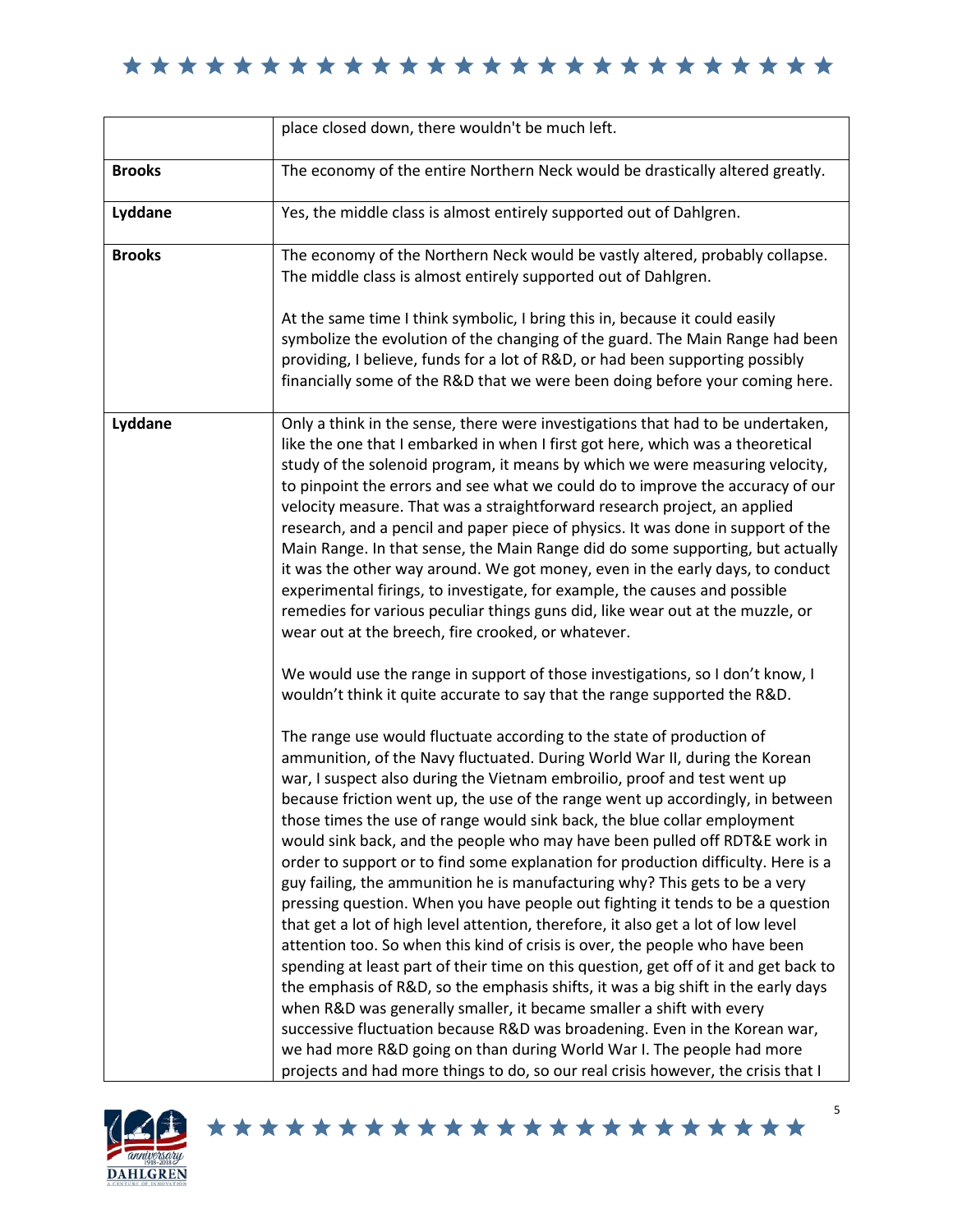| | |
|---|---|
| | place closed down, there wouldn't be much left. |
| **Brooks** | The economy of the entire Northern Neck would be drastically altered greatly. |
| **Lyddane** | Yes, the middle class is almost entirely supported out of Dahlgren. |
| **Brooks** | The economy of the Northern Neck would be vastly altered, probably collapse. The middle class is almost entirely supported out of Dahlgren.<br><br>At the same time I think symbolic, I bring this in, because it could easily symbolize the evolution of the changing of the guard. The Main Range had been providing, I believe, funds for a lot of R&D, or had been supporting possibly financially some of the R&D that we were been doing before your coming here. |
| **Lyddane** | Only a think in the sense, there were investigations that had to be undertaken, like the one that I embarked in when I first got here, which was a theoretical study of the solenoid program, it means by which we were measuring velocity, to pinpoint the errors and see what we could do to improve the accuracy of our velocity measure. That was a straightforward research project, an applied research, and a pencil and paper piece of physics. It was done in support of the Main Range. In that sense, the Main Range did do some supporting, but actually it was the other way around. We got money, even in the early days, to conduct experimental firings, to investigate, for example, the causes and possible remedies for various peculiar things guns did, like wear out at the muzzle, or wear out at the breech, fire crooked, or whatever.<br><br>We would use the range in support of those investigations, so I don't know, I wouldn't think it quite accurate to say that the range supported the R&D.<br><br>The range use would fluctuate according to the state of production of ammunition, of the Navy fluctuated. During World War II, during the Korean war, I suspect also during the Vietnam embroilio, proof and test went up because friction went up, the use of the range went up accordingly, in between those times the use of range would sink back, the blue collar employment would sink back, and the people who may have been pulled off RDT&E work in order to support or to find some explanation for production difficulty. Here is a guy failing, the ammunition he is manufacturing why? This gets to be a very pressing question. When you have people out fighting it tends to be a question that get a lot of high level attention, therefore, it also get a lot of low level attention too. So when this kind of crisis is over, the people who have been spending at least part of their time on this question, get off of it and get back to the emphasis of R&D, so the emphasis shifts, it was a big shift in the early days when R&D was generally smaller, it became smaller a shift with every successive fluctuation because R&D was broadening. Even in the Korean war, we had more R&D going on than during World War I. The people had more projects and had more things to do, so our real crisis however, the crisis that I |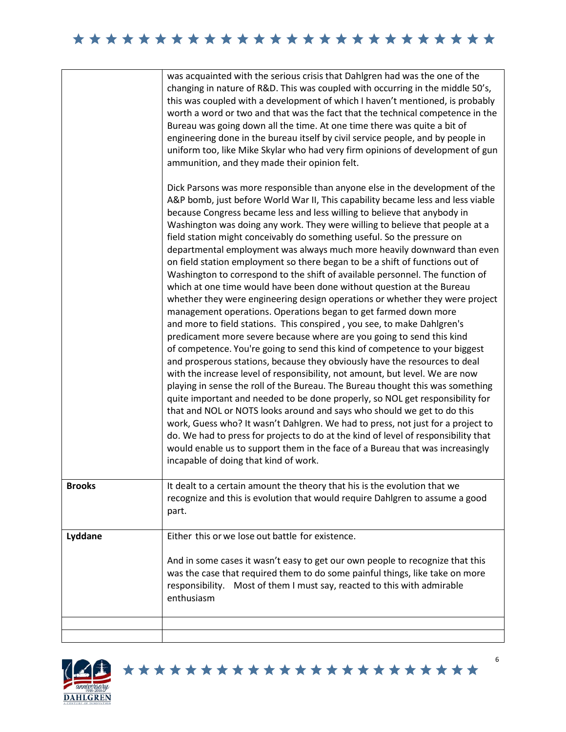| | |
|---|---|
| | was acquainted with the serious crisis that Dahlgren had was the one of the changing in nature of R&D. This was coupled with occurring in the middle 50's, this was coupled with a development of which I haven't mentioned, is probably worth a word or two and that was the fact that the technical competence in the Bureau was going down all the time. At one time there was quite a bit of engineering done in the bureau itself by civil service people, and by people in uniform too, like Mike Skylar who had very firm opinions of development of gun ammunition, and they made their opinion felt.<br><br>Dick Parsons was more responsible than anyone else in the development of the A&P bomb, just before World War II, This capability became less and less viable because Congress became less and less willing to believe that anybody in Washington was doing any work. They were willing to believe that people at a field station might conceivably do something useful. So the pressure on departmental employment was always much more heavily downward than even on field station employment so there began to be a shift of functions out of Washington to correspond to the shift of available personnel. The function of which at one time would have been done without question at the Bureau whether they were engineering design operations or whether they were project management operations. Operations began to get farmed down more and more to field stations. This conspired , you see, to make Dahlgren's predicament more severe because where are you going to send this kind of competence. You're going to send this kind of competence to your biggest and prosperous stations, because they obviously have the resources to deal with the increase level of responsibility, not amount, but level. We are now playing in sense the roll of the Bureau. The Bureau thought this was something quite important and needed to be done properly, so NOL get responsibility for that and NOL or NOTS looks around and says who should we get to do this work, Guess who? It wasn't Dahlgren. We had to press, not just for a project to do. We had to press for projects to do at the kind of level of responsibility that would enable us to support them in the face of a Bureau that was increasingly incapable of doing that kind of work. |
| **Brooks** | It dealt to a certain amount the theory that his is the evolution that we recognize and this is evolution that would require Dahlgren to assume a good part. |
| **Lyddane** | Either this or we lose out battle for existence.<br><br>And in some cases it wasn't easy to get our own people to recognize that this was the case that required them to do some painful things, like take on more responsibility. Most of them I must say, reacted to this with admirable enthusiasm |
| | |
| | |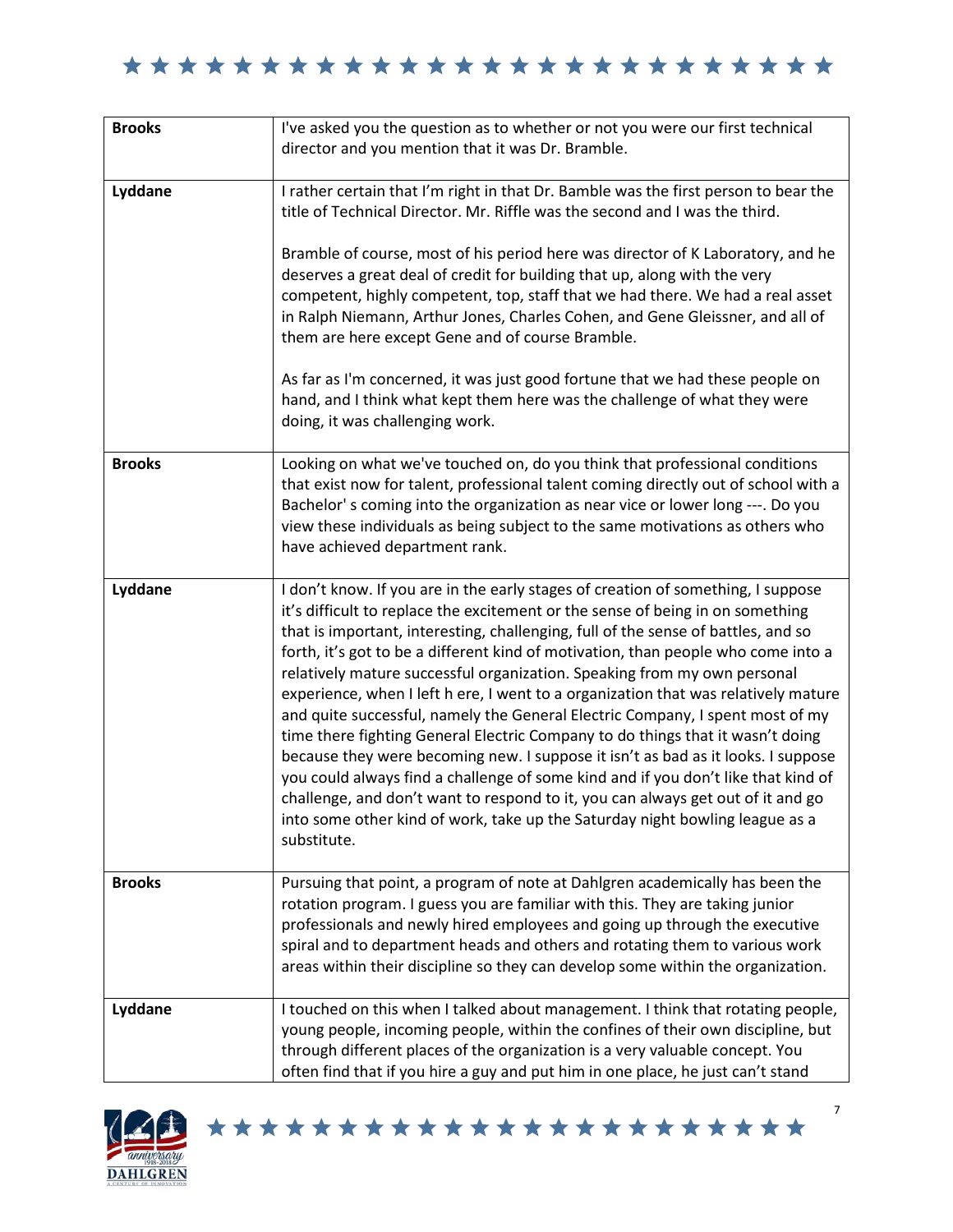| | |
|---|---|
| **Brooks** | I've asked you the question as to whether or not you were our first technical director and you mention that it was Dr. Bramble. |
| **Lyddane** | I rather certain that I'm right in that Dr. Bamble was the first person to bear the title of Technical Director. Mr. Riffle was the second and I was the third.<br><br>Bramble of course, most of his period here was director of K Laboratory, and he deserves a great deal of credit for building that up, along with the very competent, highly competent, top, staff that we had there. We had a real asset in Ralph Niemann, Arthur Jones, Charles Cohen, and Gene Gleissner, and all of them are here except Gene and of course Bramble.<br><br>As far as I'm concerned, it was just good fortune that we had these people on hand, and I think what kept them here was the challenge of what they were doing, it was challenging work. |
| **Brooks** | Looking on what we've touched on, do you think that professional conditions that exist now for talent, professional talent coming directly out of school with a Bachelor' s coming into the organization as near vice or lower long ---. Do you view these individuals as being subject to the same motivations as others who have achieved department rank. |
| **Lyddane** | I don't know. If you are in the early stages of creation of something, I suppose it's difficult to replace the excitement or the sense of being in on something that is important, interesting, challenging, full of the sense of battles, and so forth, it's got to be a different kind of motivation, than people who come into a relatively mature successful organization. Speaking from my own personal experience, when I left h ere, I went to a organization that was relatively mature and quite successful, namely the General Electric Company, I spent most of my time there fighting General Electric Company to do things that it wasn't doing because they were becoming new. I suppose it isn't as bad as it looks. I suppose you could always find a challenge of some kind and if you don't like that kind of challenge, and don't want to respond to it, you can always get out of it and go into some other kind of work, take up the Saturday night bowling league as a substitute. |
| **Brooks** | Pursuing that point, a program of note at Dahlgren academically has been the rotation program. I guess you are familiar with this. They are taking junior professionals and newly hired employees and going up through the executive spiral and to department heads and others and rotating them to various work areas within their discipline so they can develop some within the organization. |
| **Lyddane** | I touched on this when I talked about management. I think that rotating people, young people, incoming people, within the confines of their own discipline, but through different places of the organization is a very valuable concept. You often find that if you hire a guy and put him in one place, he just can't stand |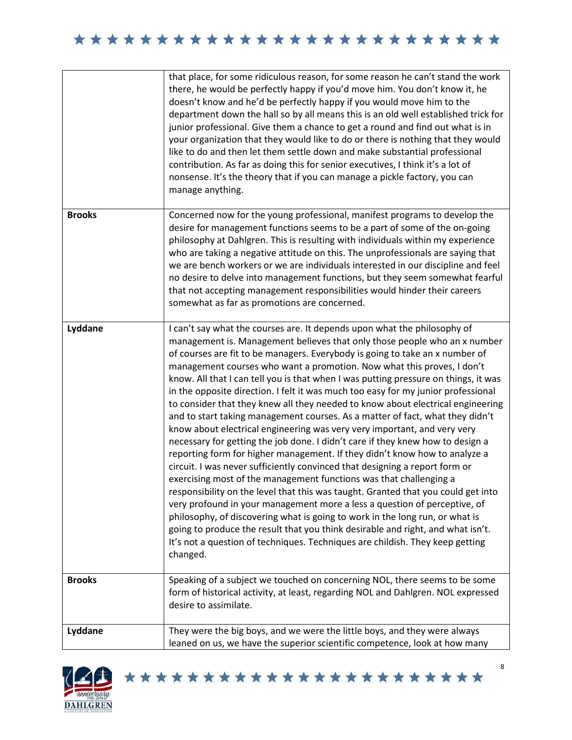| | |
|---|---|
| | that place, for some ridiculous reason, for some reason he can't stand the work there, he would be perfectly happy if you'd move him. You don't know it, he doesn't know and he'd be perfectly happy if you would move him to the department down the hall so by all means this is an old well established trick for junior professional. Give them a chance to get a round and find out what is in your organization that they would like to do or there is nothing that they would like to do and then let them settle down and make substantial professional contribution. As far as doing this for senior executives, I think it's a lot of nonsense. It's the theory that if you can manage a pickle factory, you can manage anything. |
| **Brooks** | Concerned now for the young professional, manifest programs to develop the desire for management functions seems to be a part of some of the on-going philosophy at Dahlgren. This is resulting with individuals within my experience who are taking a negative attitude on this. The unprofessionals are saying that we are bench workers or we are individuals interested in our discipline and feel no desire to delve into management functions, but they seem somewhat fearful that not accepting management responsibilities would hinder their careers somewhat as far as promotions are concerned. |
| **Lyddane** | I can't say what the courses are. It depends upon what the philosophy of management is. Management believes that only those people who an x number of courses are fit to be managers. Everybody is going to take an x number of management courses who want a promotion. Now what this proves, I don't know. All that I can tell you is that when I was putting pressure on things, it was in the opposite direction. I felt it was much too easy for my junior professional to consider that they knew all they needed to know about electrical engineering and to start taking management courses. As a matter of fact, what they didn't know about electrical engineering was very very important, and very very necessary for getting the job done. I didn't care if they knew how to design a reporting form for higher management. If they didn't know how to analyze a circuit. I was never sufficiently convinced that designing a report form or exercising most of the management functions was that challenging a responsibility on the level that this was taught. Granted that you could get into very profound in your management more a less a question of perceptive, of philosophy, of discovering what is going to work in the long run, or what is going to produce the result that you think desirable and right, and what isn't. It's not a question of techniques. Techniques are childish. They keep getting changed. |
| **Brooks** | Speaking of a subject we touched on concerning NOL, there seems to be some form of historical activity, at least, regarding NOL and Dahlgren. NOL expressed desire to assimilate. |
| **Lyddane** | They were the big boys, and we were the little boys, and they were always leaned on us, we have the superior scientific competence, look at how many |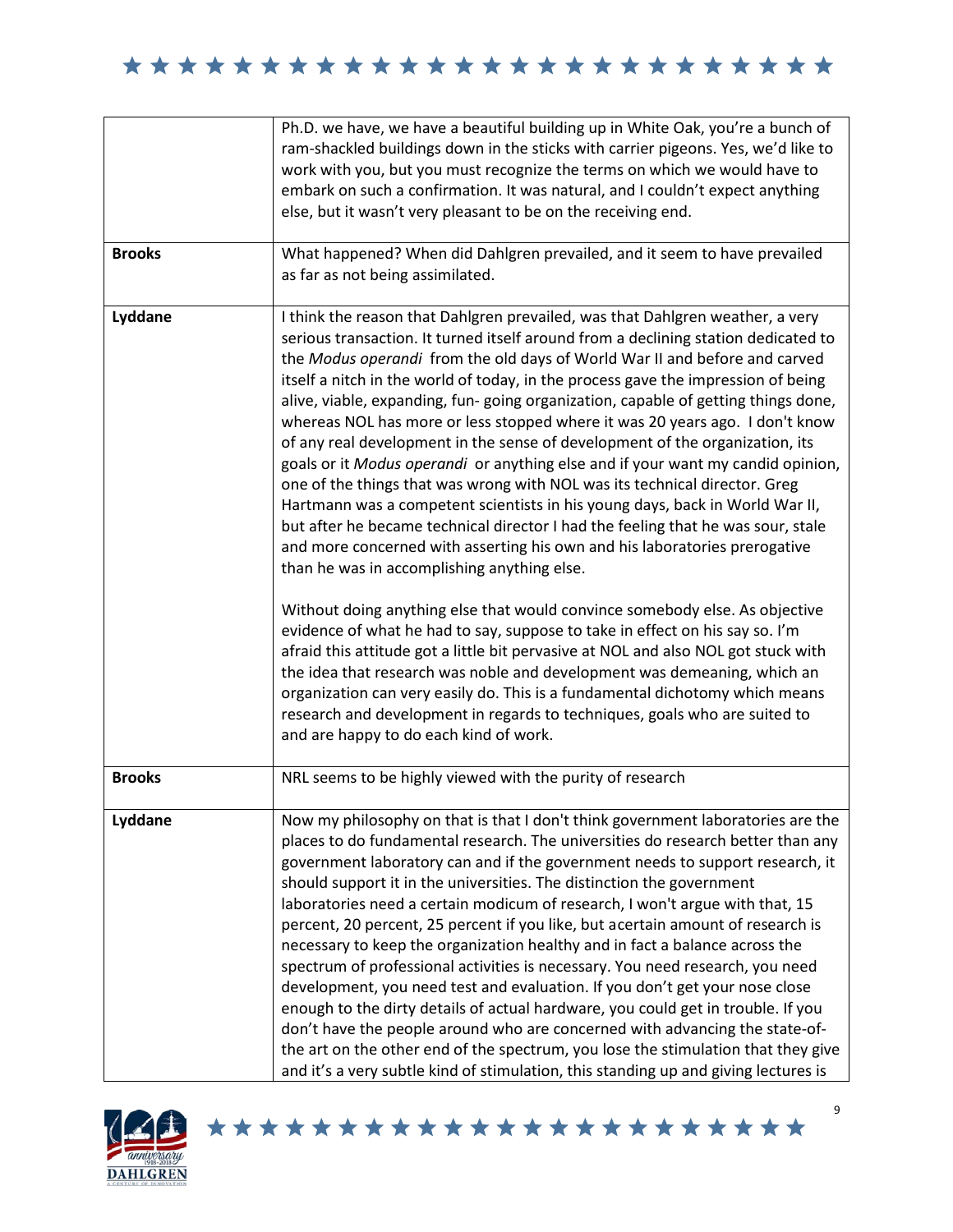| | |
|---|---|
| | Ph.D. we have, we have a beautiful building up in White Oak, you're a bunch of ram-shackled buildings down in the sticks with carrier pigeons. Yes, we'd like to work with you, but you must recognize the terms on which we would have to embark on such a confirmation. It was natural, and I couldn't expect anything else, but it wasn't very pleasant to be on the receiving end. |
| **Brooks** | What happened? When did Dahlgren prevailed, and it seem to have prevailed as far as not being assimilated. |
| **Lyddane** | I think the reason that Dahlgren prevailed, was that Dahlgren weather, a very serious transaction. It turned itself around from a declining station dedicated to the *Modus operandi* from the old days of World War II and before and carved itself a nitch in the world of today, in the process gave the impression of being alive, viable, expanding, fun- going organization, capable of getting things done, whereas NOL has more or less stopped where it was 20 years ago. I don't know of any real development in the sense of development of the organization, its goals or it *Modus operandi* or anything else and if your want my candid opinion, one of the things that was wrong with NOL was its technical director. Greg Hartmann was a competent scientists in his young days, back in World War II, but after he became technical director I had the feeling that he was sour, stale and more concerned with asserting his own and his laboratories prerogative than he was in accomplishing anything else.<br><br>Without doing anything else that would convince somebody else. As objective evidence of what he had to say, suppose to take in effect on his say so. I'm afraid this attitude got a little bit pervasive at NOL and also NOL got stuck with the idea that research was noble and development was demeaning, which an organization can very easily do. This is a fundamental dichotomy which means research and development in regards to techniques, goals who are suited to and are happy to do each kind of work. |
| **Brooks** | NRL seems to be highly viewed with the purity of research |
| **Lyddane** | Now my philosophy on that is that I don't think government laboratories are the places to do fundamental research. The universities do research better than any government laboratory can and if the government needs to support research, it should support it in the universities. The distinction the government laboratories need a certain modicum of research, I won't argue with that, 15 percent, 20 percent, 25 percent if you like, but acertain amount of research is necessary to keep the organization healthy and in fact a balance across the spectrum of professional activities is necessary. You need research, you need development, you need test and evaluation. If you don't get your nose close enough to the dirty details of actual hardware, you could get in trouble. If you don't have the people around who are concerned with advancing the state-of-the art on the other end of the spectrum, you lose the stimulation that they give and it's a very subtle kind of stimulation, this standing up and giving lectures is |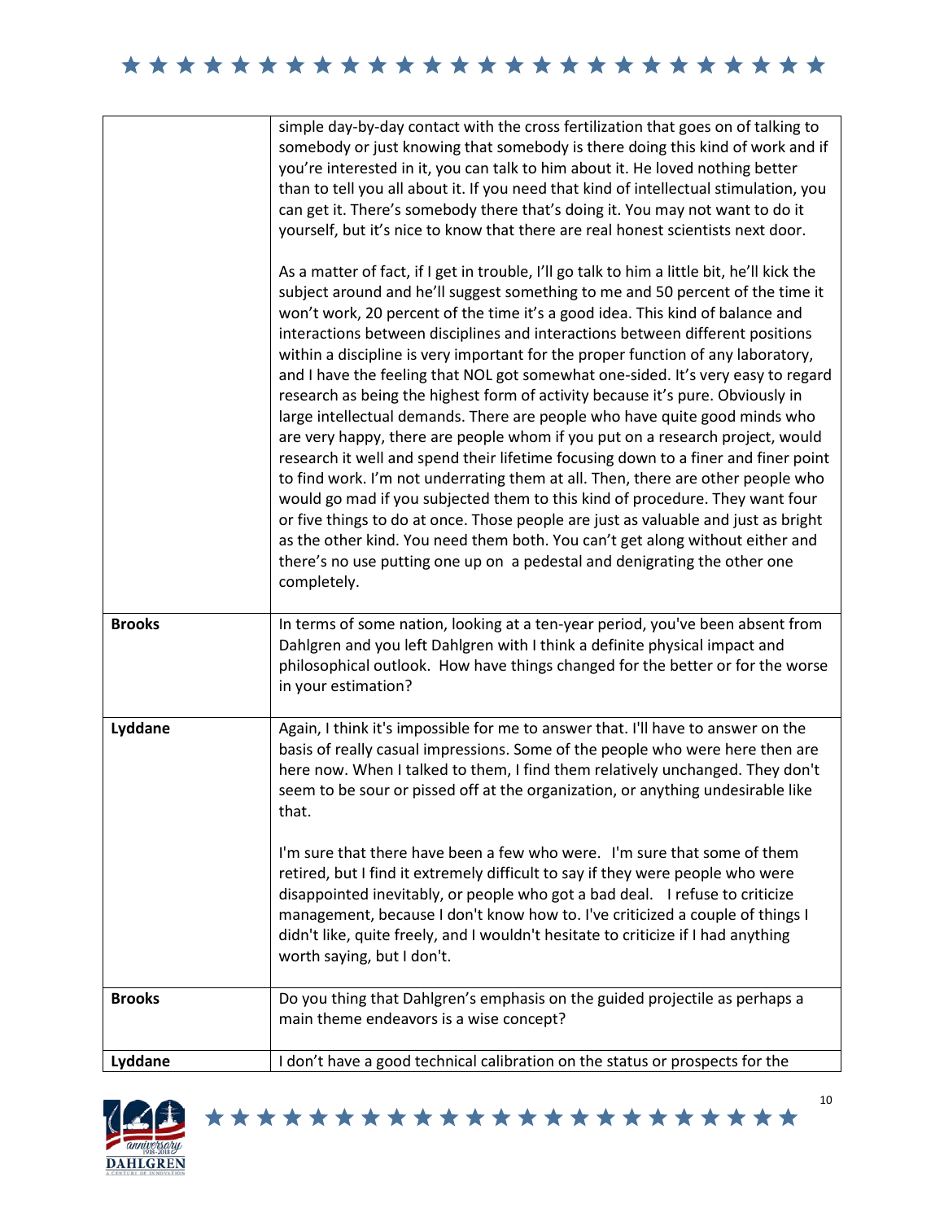| | |
|---|---|
| | simple day-by-day contact with the cross fertilization that goes on of talking to somebody or just knowing that somebody is there doing this kind of work and if you're interested in it, you can talk to him about it. He loved nothing better than to tell you all about it. If you need that kind of intellectual stimulation, you can get it. There's somebody there that's doing it. You may not want to do it yourself, but it's nice to know that there are real honest scientists next door.<br><br>As a matter of fact, if I get in trouble, I'll go talk to him a little bit, he'll kick the subject around and he'll suggest something to me and 50 percent of the time it won't work, 20 percent of the time it's a good idea. This kind of balance and interactions between disciplines and interactions between different positions within a discipline is very important for the proper function of any laboratory, and I have the feeling that NOL got somewhat one-sided. It's very easy to regard research as being the highest form of activity because it's pure. Obviously in large intellectual demands. There are people who have quite good minds who are very happy, there are people whom if you put on a research project, would research it well and spend their lifetime focusing down to a finer and finer point to find work. I'm not underrating them at all. Then, there are other people who would go mad if you subjected them to this kind of procedure. They want four or five things to do at once. Those people are just as valuable and just as bright as the other kind. You need them both. You can't get along without either and there's no use putting one up on a pedestal and denigrating the other one completely. |
| **Brooks** | In terms of some nation, looking at a ten-year period, you've been absent from Dahlgren and you left Dahlgren with I think a definite physical impact and philosophical outlook. How have things changed for the better or for the worse in your estimation? |
| **Lyddane** | Again, I think it's impossible for me to answer that. I'll have to answer on the basis of really casual impressions. Some of the people who were here then are here now. When I talked to them, I find them relatively unchanged. They don't seem to be sour or pissed off at the organization, or anything undesirable like that.<br><br>I'm sure that there have been a few who were. I'm sure that some of them retired, but I find it extremely difficult to say if they were people who were disappointed inevitably, or people who got a bad deal. I refuse to criticize management, because I don't know how to. I've criticized a couple of things I didn't like, quite freely, and I wouldn't hesitate to criticize if I had anything worth saying, but I don't. |
| **Brooks** | Do you thing that Dahlgren's emphasis on the guided projectile as perhaps a main theme endeavors is a wise concept? |
| **Lyddane** | I don't have a good technical calibration on the status or prospects for the |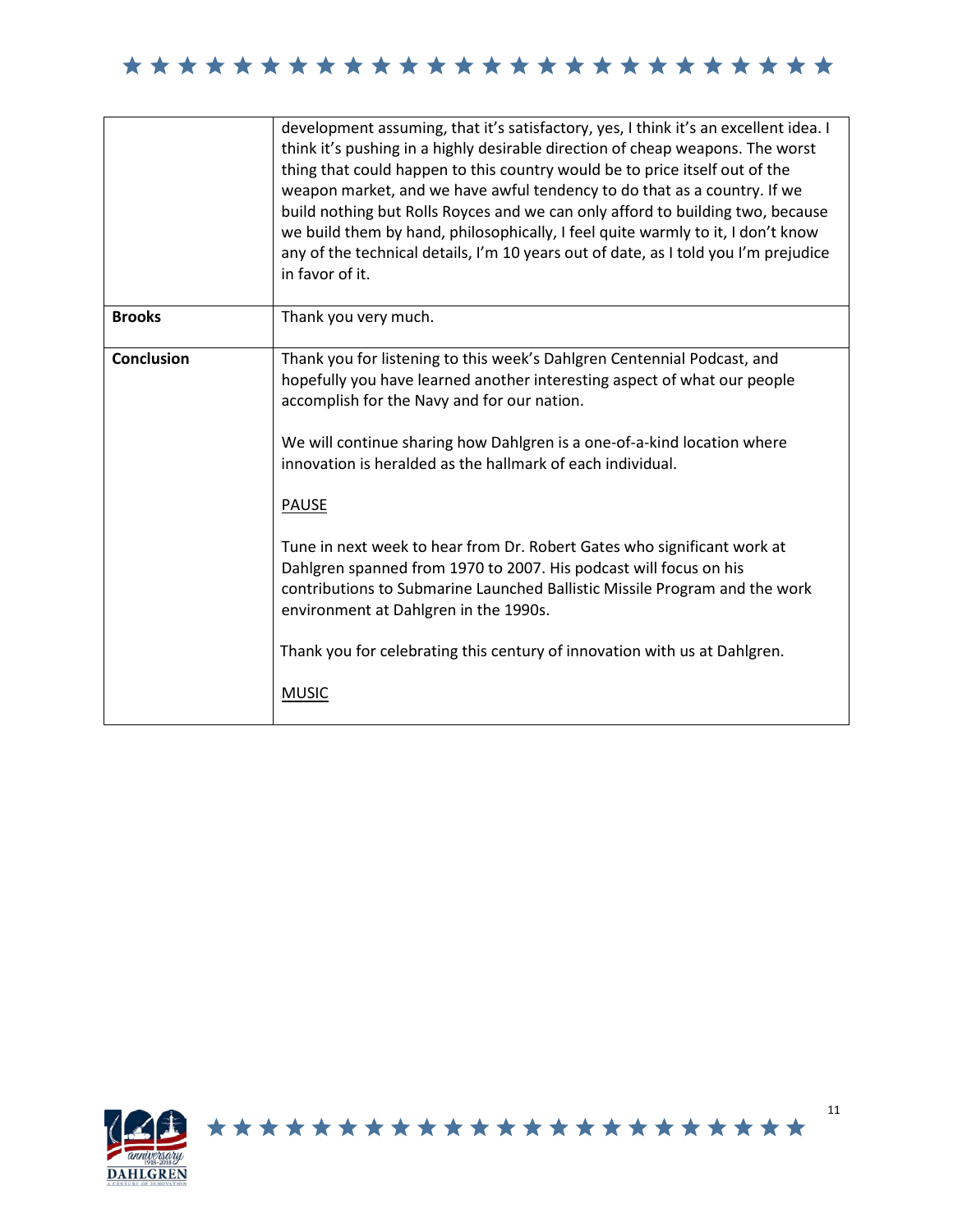| | |
|---|---|
| | development assuming, that it's satisfactory, yes, I think it's an excellent idea. I think it's pushing in a highly desirable direction of cheap weapons. The worst thing that could happen to this country would be to price itself out of the weapon market, and we have awful tendency to do that as a country. If we build nothing but Rolls Royces and we can only afford to building two, because we build them by hand, philosophically, I feel quite warmly to it, I don't know any of the technical details, I'm 10 years out of date, as I told you I'm prejudice in favor of it. |
| **Brooks** | Thank you very much. |
| **Conclusion** | Thank you for listening to this week's Dahlgren Centennial Podcast, and hopefully you have learned another interesting aspect of what our people accomplish for the Navy and for our nation.<br><br>We will continue sharing how Dahlgren is a one-of-a-kind location where innovation is heralded as the hallmark of each individual.<br><br><u>PAUSE</u><br><br>Tune in next week to hear from Dr. Robert Gates who significant work at Dahlgren spanned from 1970 to 2007. His podcast will focus on his contributions to Submarine Launched Ballistic Missile Program and the work environment at Dahlgren in the 1990s.<br><br>Thank you for celebrating this century of innovation with us at Dahlgren.<br><br><u>MUSIC</u> |